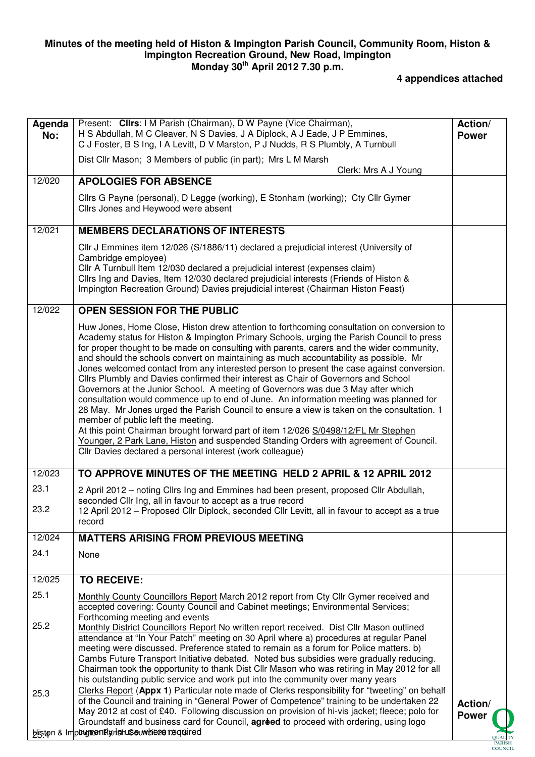**Minutes of the meeting held of Histon & Impington Parish Council, Community Room, Histon & Impington Recreation Ground, New Road, Impington**
**Monday 30th April 2012 7.30 p.m.**

**4 appendices attached**

| Agenda No: | Present: **Cllrs**: I M Parish (Chairman), D W Payne (Vice Chairman), H S Abdullah, M C Cleaver, N S Davies, J A Diplock, A J Eade, J P Emmines, C J Foster, B S Ing, I A Levitt, D V Marston, P J Nudds, R S Plumbly, A Turnbull<br><br>Dist Cllr Mason; 3 Members of public (in part); Mrs L M Marsh<br>Clerk: Mrs A J Young | Action/ Power |
|---|---|---|
| 12/020 | **APOLOGIES FOR ABSENCE**<br><br>Cllrs G Payne (personal), D Legge (working), E Stonham (working); Cty Cllr Gymer<br>Cllrs Jones and Heywood were absent | |
| 12/021 | **MEMBERS DECLARATIONS OF INTERESTS**<br><br>Cllr J Emmines item 12/026 (S/1886/11) declared a prejudicial interest (University of Cambridge employee)<br>Cllr A Turnbull Item 12/030 declared a prejudicial interest (expenses claim)<br>Cllrs Ing and Davies, Item 12/030 declared prejudicial interests (Friends of Histon & Impington Recreation Ground) Davies prejudicial interest (Chairman Histon Feast) | |
| 12/022 | **OPEN SESSION FOR THE PUBLIC**<br><br>Huw Jones, Home Close, Histon drew attention to forthcoming consultation on conversion to Academy status for Histon & Impington Primary Schools, urging the Parish Council to press for proper thought to be made on consulting with parents, carers and the wider community, and should the schools convert on maintaining as much accountability as possible. Mr Jones welcomed contact from any interested person to present the case against conversion. Cllrs Plumbly and Davies confirmed their interest as Chair of Governors and School Governors at the Junior School. A meeting of Governors was due 3 May after which consultation would commence up to end of June. An information meeting was planned for 28 May. Mr Jones urged the Parish Council to ensure a view is taken on the consultation. 1 member of public left the meeting.<br>At this point Chairman brought forward part of item 12/026 <u>S/0498/12/FL Mr Stephen Younger, 2 Park Lane, Histon</u> and suspended Standing Orders with agreement of Council. Cllr Davies declared a personal interest (work colleague) | |
| 12/023 | **TO APPROVE MINUTES OF THE MEETING HELD 2 APRIL & 12 APRIL 2012** | |
| 23.1 | 2 April 2012 – noting Cllrs Ing and Emmines had been present, proposed Cllr Abdullah, seconded Cllr Ing, all in favour to accept as a true record | |
| 23.2 | 12 April 2012 – Proposed Cllr Diplock, seconded Cllr Levitt, all in favour to accept as a true record | |
| 12/024 | **MATTERS ARISING FROM PREVIOUS MEETING** | |
| 24.1 | None | |
| 12/025 | **TO RECEIVE:** | |
| 25.1 | <u>Monthly County Councillors Report</u> March 2012 report from Cty Cllr Gymer received and accepted covering: County Council and Cabinet meetings; Environmental Services; Forthcoming meeting and events | |
| 25.2 | <u>Monthly District Councillors Report</u> No written report received. Dist Cllr Mason outlined attendance at "In Your Patch" meeting on 30 April where a) procedures at regular Panel meeting were discussed. Preference stated to remain as a forum for Police matters. b) Cambs Future Transport Initiative debated. Noted bus subsidies were gradually reducing. Chairman took the opportunity to thank Dist Cllr Mason who was retiring in May 2012 for all his outstanding public service and work put into the community over many years | |
| 25.3 | <u>Clerks Report</u> (**Appx 1**) Particular note made of Clerks responsibility for "tweeting" on behalf of the Council and training in "General Power of Competence" training to be undertaken 22 May 2012 at cost of £40. Following discussion on provision of hi-vis jacket; fleece; polo for Groundstaff and business card for Council, **agreed** to proceed with ordering, using logo currently in use where required | Action/ Power |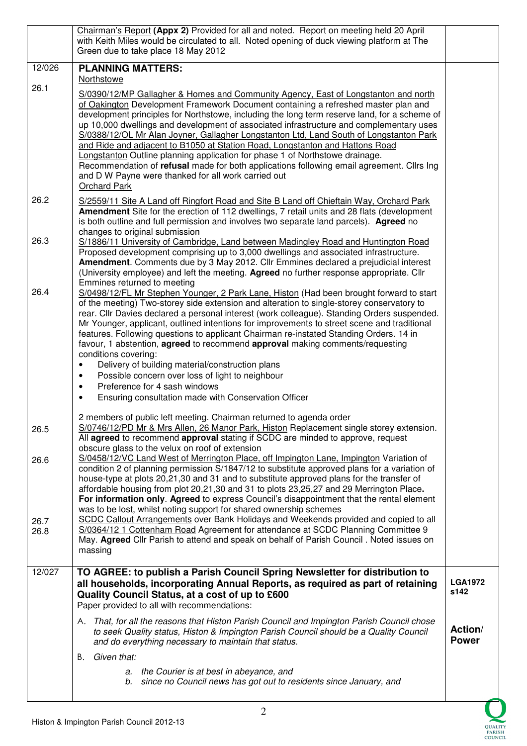| | | |
|---|---|---|
| | Chairman's Report **(Appx 2)** Provided for all and noted. Report on meeting held 20 April with Keith Miles would be circulated to all. Noted opening of duck viewing platform at The Green due to take place 18 May 2012 | |
| 12/026 | **PLANNING MATTERS:** | |
| | Northstowe | |
| 26.1 | S/0390/12/MP Gallagher & Homes and Communities Agency, East of Longstanton and north of Oakington Development Framework Document containing a refreshed master plan and development principles for Northstowe, including the long term reserve land, for a scheme of up 10,000 dwellings and development of associated infrastructure and complementary uses S/0388/12/OL Mr Alan Joyner, Gallagher Longstanton Ltd, Land South of Longstanton Park and Ride and adjacent to B1050 at Station Road, Longstanton and Hattons Road Longstanton Outline planning application for phase 1 of Northstowe drainage. Recommendation of **refusal** made for both applications following email agreement. Cllrs Ing and D W Payne were thanked for all work carried out | |
| | Orchard Park | |
| 26.2 | S/2559/11 Site A Land off Ringfort Road and Site B Land off Chieftain Way, Orchard Park **Amendment** Site for the erection of 112 dwellings, 7 retail units and 28 flats (development is both outline and full permission and involves two separate land parcels). **Agreed** no changes to original submission | |
| 26.3 | S/1886/11 University of Cambridge, Land between Madingley Road and Huntington Road Proposed development comprising up to 3,000 dwellings and associated infrastructure. **Amendment**. Comments due by 3 May 2012. Cllr Emmines declared a prejudicial interest (University employee) and left the meeting. **Agreed** no further response appropriate. Cllr Emmines returned to meeting | |
| 26.4 | S/0498/12/FL Mr Stephen Younger, 2 Park Lane, Histon (Had been brought forward to start of the meeting) Two-storey side extension and alteration to single-storey conservatory to rear. Cllr Davies declared a personal interest (work colleague). Standing Orders suspended. Mr Younger, applicant, outlined intentions for improvements to street scene and traditional features. Following questions to applicant Chairman re-instated Standing Orders. 14 in favour, 1 abstention, **agreed** to recommend **approval** making comments/requesting conditions covering:<br>• Delivery of building material/construction plans<br>• Possible concern over loss of light to neighbour<br>• Preference for 4 sash windows<br>• Ensuring consultation made with Conservation Officer<br><br>2 members of public left meeting. Chairman returned to agenda order | |
| 26.5 | S/0746/12/PD Mr & Mrs Allen, 26 Manor Park, Histon Replacement single storey extension. All **agreed** to recommend **approval** stating if SCDC are minded to approve, request obscure glass to the velux on roof of extension | |
| 26.6 | S/0458/12/VC Land West of Merrington Place, off Impington Lane, Impington Variation of condition 2 of planning permission S/1847/12 to substitute approved plans for a variation of house-type at plots 20,21,30 and 31 and to substitute approved plans for the transfer of affordable housing from plot 20,21,30 and 31 to plots 23,25,27 and 29 Merrington Place**.** **For information only**. **Agreed** to express Council's disappointment that the rental element was to be lost, whilst noting support for shared ownership schemes | |
| 26.7 | SCDC Callout Arrangements over Bank Holidays and Weekends provided and copied to all | |
| 26.8 | S/0364/12 1 Cottenham Road Agreement for attendance at SCDC Planning Committee 9 May. **Agreed** Cllr Parish to attend and speak on behalf of Parish Council . Noted issues on massing | |
| 12/027 | **TO AGREE: to publish a Parish Council Spring Newsletter for distribution to all households, incorporating Annual Reports, as required as part of retaining Quality Council Status, at a cost of up to £600**<br>Paper provided to all with recommendations:<br><br>A. *That, for all the reasons that Histon Parish Council and Impington Parish Council chose to seek Quality status, Histon & Impington Parish Council should be a Quality Council and do everything necessary to maintain that status.*<br><br>B. *Given that:*<br>a. *the Courier is at best in abeyance, and*<br>b. *since no Council news has got out to residents since January, and* | **LGA1972 s142**<br><br>**Action/ Power** |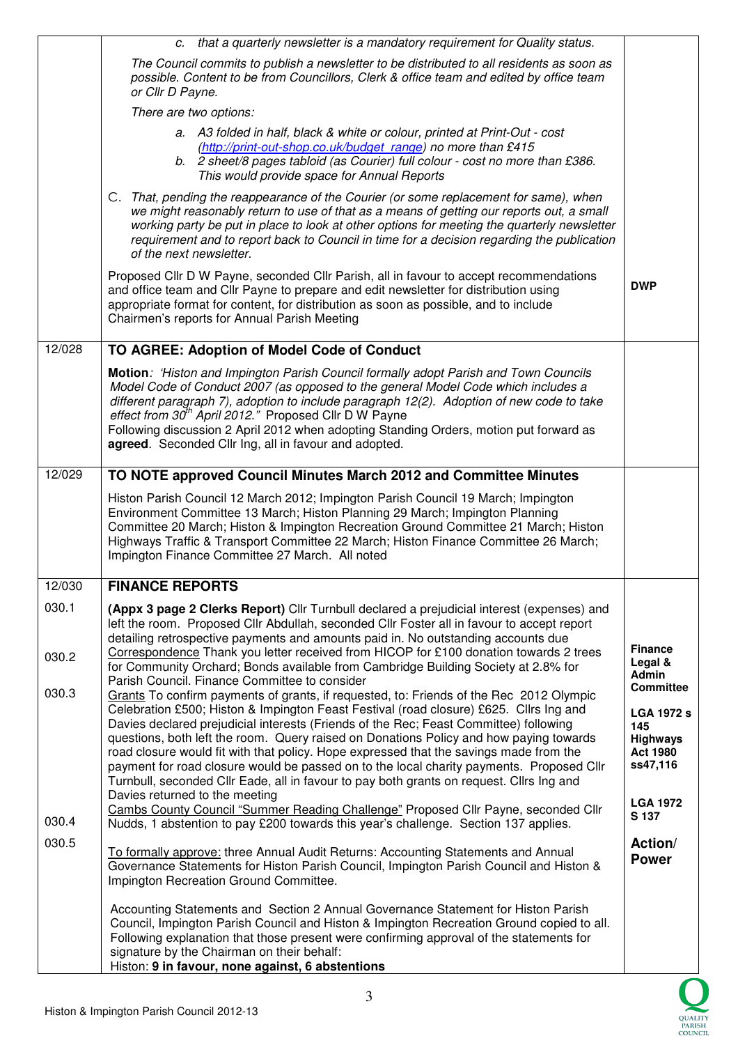| | | |
|---|---|---|
| | *c. that a quarterly newsletter is a mandatory requirement for Quality status.*<br><br>*The Council commits to publish a newsletter to be distributed to all residents as soon as possible. Content to be from Councillors, Clerk & office team and edited by office team or Cllr D Payne.*<br><br>*There are two options:*<br><br>*a. A3 folded in half, black & white or colour, printed at Print-Out - cost (http://print-out-shop.co.uk/budget_range) no more than £415*<br>*b. 2 sheet/8 pages tabloid (as Courier) full colour - cost no more than £386. This would provide space for Annual Reports*<br><br>*C. That, pending the reappearance of the Courier (or some replacement for same), when we might reasonably return to use of that as a means of getting our reports out, a small working party be put in place to look at other options for meeting the quarterly newsletter requirement and to report back to Council in time for a decision regarding the publication of the next newsletter.*<br><br>Proposed Cllr D W Payne, seconded Cllr Parish, all in favour to accept recommendations and office team and Cllr Payne to prepare and edit newsletter for distribution using appropriate format for content, for distribution as soon as possible, and to include Chairmen's reports for Annual Parish Meeting | **DWP** |
| 12/028 | **TO AGREE: Adoption of Model Code of Conduct**<br><br>**Motion**: *'Histon and Impington Parish Council formally adopt Parish and Town Councils Model Code of Conduct 2007 (as opposed to the general Model Code which includes a different paragraph 7), adoption to include paragraph 12(2). Adoption of new code to take effect from 30th April 2012."* Proposed Cllr D W Payne<br>Following discussion 2 April 2012 when adopting Standing Orders, motion put forward as **agreed**. Seconded Cllr Ing, all in favour and adopted. | |
| 12/029 | **TO NOTE approved Council Minutes March 2012 and Committee Minutes**<br><br>Histon Parish Council 12 March 2012; Impington Parish Council 19 March; Impington Environment Committee 13 March; Histon Planning 29 March; Impington Planning Committee 20 March; Histon & Impington Recreation Ground Committee 21 March; Histon Highways Traffic & Transport Committee 22 March; Histon Finance Committee 26 March; Impington Finance Committee 27 March. All noted | |
| 12/030 | **FINANCE REPORTS** | |
| 030.1 | **(Appx 3 page 2 Clerks Report)** Cllr Turnbull declared a prejudicial interest (expenses) and left the room. Proposed Cllr Abdullah, seconded Cllr Foster all in favour to accept report detailing retrospective payments and amounts paid in. No outstanding accounts due | |
| 030.2 | Correspondence Thank you letter received from HICOP for £100 donation towards 2 trees for Community Orchard; Bonds available from Cambridge Building Society at 2.8% for Parish Council. Finance Committee to consider | **Finance Legal & Admin Committee** |
| 030.3 | Grants To confirm payments of grants, if requested, to: Friends of the Rec 2012 Olympic Celebration £500; Histon & Impington Feast Festival (road closure) £625. Cllrs Ing and Davies declared prejudicial interests (Friends of the Rec; Feast Committee) following questions, both left the room. Query raised on Donations Policy and how paying towards road closure would fit with that policy. Hope expressed that the savings made from the payment for road closure would be passed on to the local charity payments. Proposed Cllr Turnbull, seconded Cllr Eade, all in favour to pay both grants on request. Cllrs Ing and Davies returned to the meeting | **LGA 1972 s 145 Highways Act 1980 ss47,116** |
| 030.4 | Cambs County Council "Summer Reading Challenge" Proposed Cllr Payne, seconded Cllr Nudds, 1 abstention to pay £200 towards this year's challenge. Section 137 applies. | **LGA 1972 S 137** |
| 030.5 | To formally approve: three Annual Audit Returns: Accounting Statements and Annual Governance Statements for Histon Parish Council, Impington Parish Council and Histon & Impington Recreation Ground Committee.<br><br>Accounting Statements and Section 2 Annual Governance Statement for Histon Parish Council, Impington Parish Council and Histon & Impington Recreation Ground copied to all. Following explanation that those present were confirming approval of the statements for signature by the Chairman on their behalf:<br>Histon: **9 in favour, none against, 6 abstentions** | **Action/ Power** |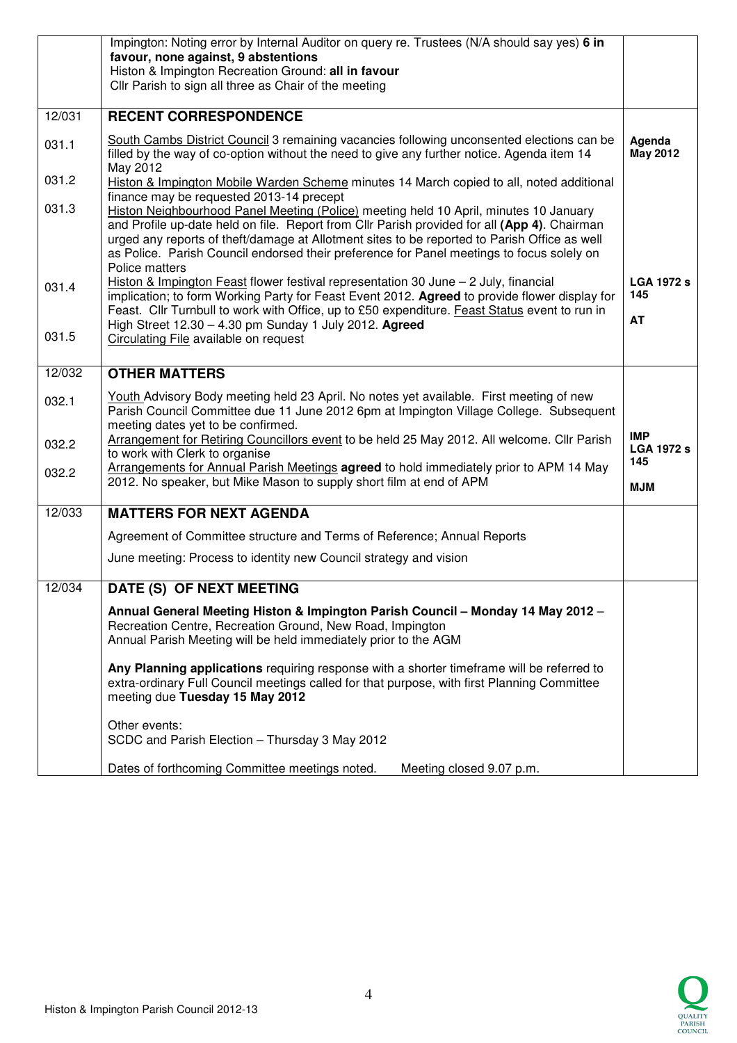| | | |
|---|---|---|
| | Impington: Noting error by Internal Auditor on query re. Trustees (N/A should say yes) **6 in favour, none against, 9 abstentions**<br>Histon & Impington Recreation Ground: **all in favour**<br>Cllr Parish to sign all three as Chair of the meeting | |
| 12/031 | **RECENT CORRESPONDENCE** | |
| 031.1 | South Cambs District Council 3 remaining vacancies following unconsented elections can be filled by the way of co-option without the need to give any further notice. Agenda item 14 May 2012 | **Agenda May 2012** |
| 031.2 | Histon & Impington Mobile Warden Scheme minutes 14 March copied to all, noted additional finance may be requested 2013-14 precept | |
| 031.3 | Histon Neighbourhood Panel Meeting (Police) meeting held 10 April, minutes 10 January and Profile up-date held on file. Report from Cllr Parish provided for all **(App 4)**. Chairman urged any reports of theft/damage at Allotment sites to be reported to Parish Office as well as Police. Parish Council endorsed their preference for Panel meetings to focus solely on Police matters | |
| 031.4 | Histon & Impington Feast flower festival representation 30 June – 2 July, financial implication; to form Working Party for Feast Event 2012. **Agreed** to provide flower display for Feast. Cllr Turnbull to work with Office, up to £50 expenditure. Feast Status event to run in High Street 12.30 – 4.30 pm Sunday 1 July 2012. **Agreed** | **LGA 1972 s 145**<br><br>**AT** |
| 031.5 | Circulating File available on request | |
| 12/032 | **OTHER MATTERS** | |
| 032.1 | Youth Advisory Body meeting held 23 April. No notes yet available. First meeting of new Parish Council Committee due 11 June 2012 6pm at Impington Village College. Subsequent meeting dates yet to be confirmed. | |
| 032.2 | Arrangement for Retiring Councillors event to be held 25 May 2012. All welcome. Cllr Parish to work with Clerk to organise | **IMP**<br>**LGA 1972 s 145** |
| 032.2 | Arrangements for Annual Parish Meetings **agreed** to hold immediately prior to APM 14 May 2012. No speaker, but Mike Mason to supply short film at end of APM | **MJM** |
| 12/033 | **MATTERS FOR NEXT AGENDA** | |
| | Agreement of Committee structure and Terms of Reference; Annual Reports<br><br>June meeting: Process to identity new Council strategy and vision | |
| 12/034 | **DATE (S) OF NEXT MEETING** | |
| | **Annual General Meeting Histon & Impington Parish Council – Monday 14 May 2012** – Recreation Centre, Recreation Ground, New Road, Impington<br>Annual Parish Meeting will be held immediately prior to the AGM<br><br>**Any Planning applications** requiring response with a shorter timeframe will be referred to extra-ordinary Full Council meetings called for that purpose, with first Planning Committee meeting due **Tuesday 15 May 2012**<br><br>Other events:<br>SCDC and Parish Election – Thursday 3 May 2012<br><br>Dates of forthcoming Committee meetings noted. Meeting closed 9.07 p.m. | |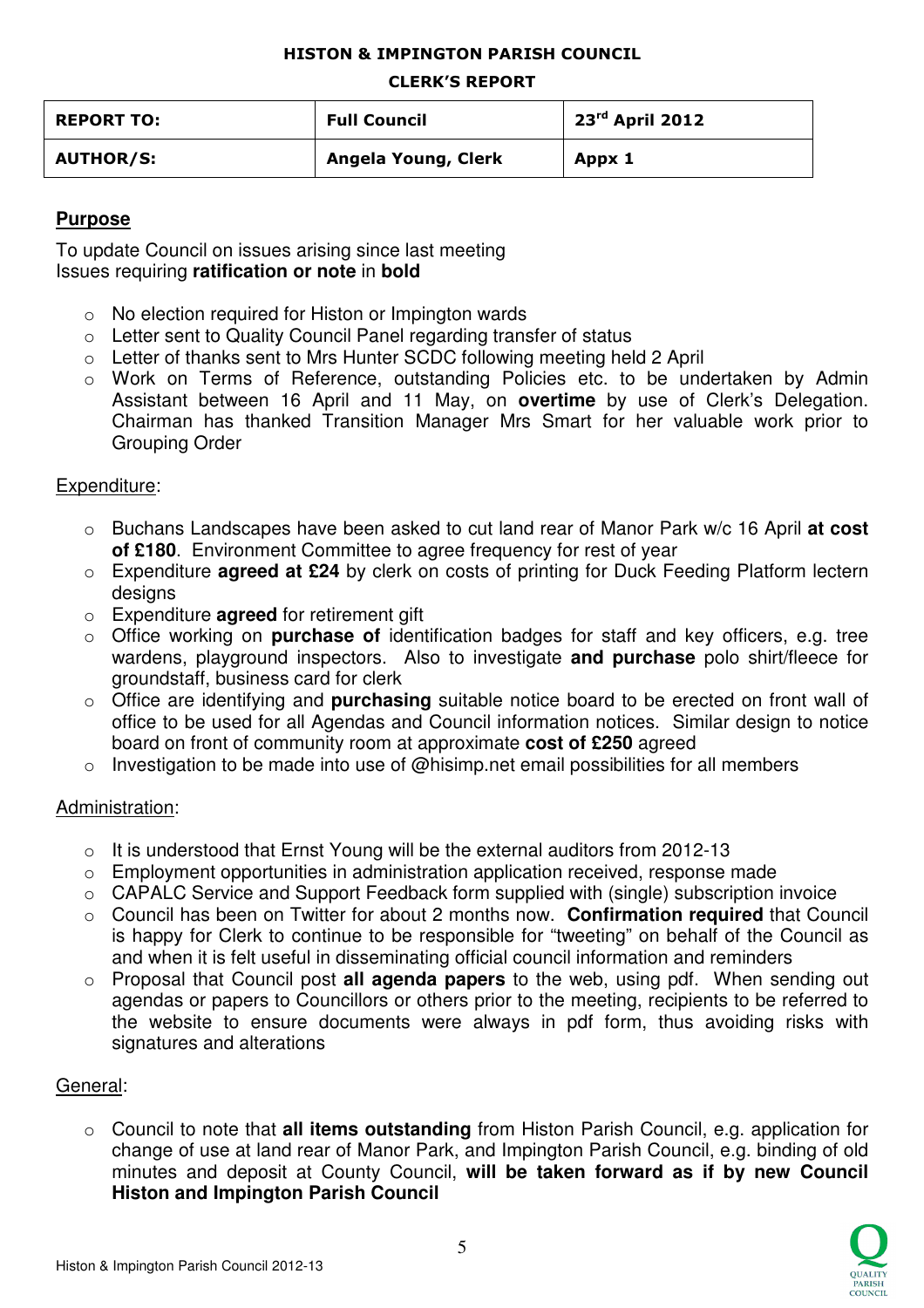**HISTON & IMPINGTON PARISH COUNCIL**

**CLERK'S REPORT**

| **REPORT TO:** | **Full Council** | **23rd April 2012** |
|---|---|---|
| **AUTHOR/S:** | **Angela Young, Clerk** | **Appx 1** |

## Purpose

To update Council on issues arising since last meeting
Issues requiring **ratification or note** in **bold**

- No election required for Histon or Impington wards
- Letter sent to Quality Council Panel regarding transfer of status
- Letter of thanks sent to Mrs Hunter SCDC following meeting held 2 April
- Work on Terms of Reference, outstanding Policies etc. to be undertaken by Admin Assistant between 16 April and 11 May, on **overtime** by use of Clerk's Delegation. Chairman has thanked Transition Manager Mrs Smart for her valuable work prior to Grouping Order

### Expenditure:

- Buchans Landscapes have been asked to cut land rear of Manor Park w/c 16 April **at cost of £180**. Environment Committee to agree frequency for rest of year
- Expenditure **agreed at £24** by clerk on costs of printing for Duck Feeding Platform lectern designs
- Expenditure **agreed** for retirement gift
- Office working on **purchase of** identification badges for staff and key officers, e.g. tree wardens, playground inspectors. Also to investigate **and purchase** polo shirt/fleece for groundstaff, business card for clerk
- Office are identifying and **purchasing** suitable notice board to be erected on front wall of office to be used for all Agendas and Council information notices. Similar design to notice board on front of community room at approximate **cost of £250** agreed
- Investigation to be made into use of @hisimp.net email possibilities for all members

### Administration:

- It is understood that Ernst Young will be the external auditors from 2012-13
- Employment opportunities in administration application received, response made
- CAPALC Service and Support Feedback form supplied with (single) subscription invoice
- Council has been on Twitter for about 2 months now. **Confirmation required** that Council is happy for Clerk to continue to be responsible for "tweeting" on behalf of the Council as and when it is felt useful in disseminating official council information and reminders
- Proposal that Council post **all agenda papers** to the web, using pdf. When sending out agendas or papers to Councillors or others prior to the meeting, recipients to be referred to the website to ensure documents were always in pdf form, thus avoiding risks with signatures and alterations

### General:

- Council to note that **all items outstanding** from Histon Parish Council, e.g. application for change of use at land rear of Manor Park, and Impington Parish Council, e.g. binding of old minutes and deposit at County Council, **will be taken forward as if by new Council Histon and Impington Parish Council**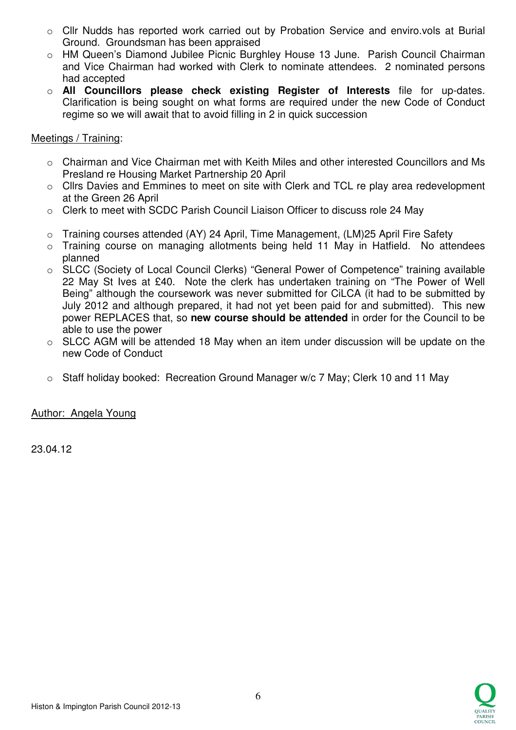- Cllr Nudds has reported work carried out by Probation Service and enviro.vols at Burial Ground. Groundsman has been appraised
- HM Queen's Diamond Jubilee Picnic Burghley House 13 June. Parish Council Chairman and Vice Chairman had worked with Clerk to nominate attendees. 2 nominated persons had accepted
- **All Councillors please check existing Register of Interests** file for up-dates. Clarification is being sought on what forms are required under the new Code of Conduct regime so we will await that to avoid filling in 2 in quick succession

Meetings / Training:

- Chairman and Vice Chairman met with Keith Miles and other interested Councillors and Ms Presland re Housing Market Partnership 20 April
- Cllrs Davies and Emmines to meet on site with Clerk and TCL re play area redevelopment at the Green 26 April
- Clerk to meet with SCDC Parish Council Liaison Officer to discuss role 24 May

- Training courses attended (AY) 24 April, Time Management, (LM)25 April Fire Safety
- Training course on managing allotments being held 11 May in Hatfield. No attendees planned
- SLCC (Society of Local Council Clerks) "General Power of Competence" training available 22 May St Ives at £40. Note the clerk has undertaken training on "The Power of Well Being" although the coursework was never submitted for CiLCA (it had to be submitted by July 2012 and although prepared, it had not yet been paid for and submitted). This new power REPLACES that, so **new course should be attended** in order for the Council to be able to use the power
- SLCC AGM will be attended 18 May when an item under discussion will be update on the new Code of Conduct

- Staff holiday booked: Recreation Ground Manager w/c 7 May; Clerk 10 and 11 May

Author: Angela Young

23.04.12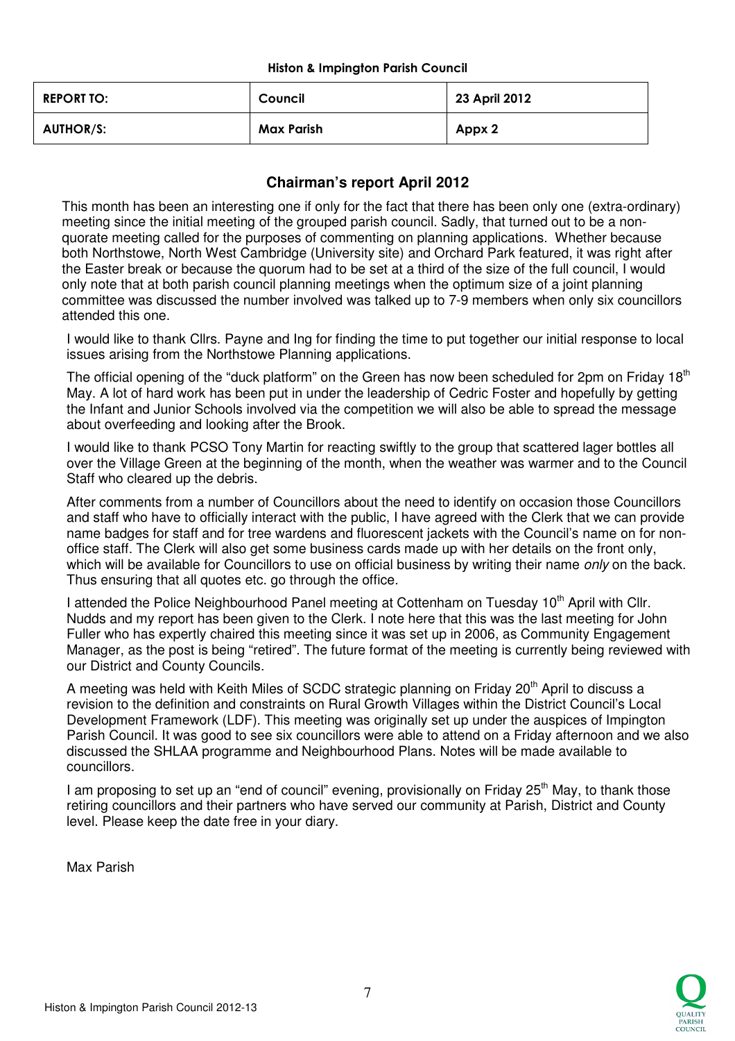**Histon & Impington Parish Council**

| REPORT TO: | Council | 23 April 2012 |
|---|---|---|
| AUTHOR/S: | Max Parish | Appx 2 |

## Chairman's report April 2012

This month has been an interesting one if only for the fact that there has been only one (extra-ordinary) meeting since the initial meeting of the grouped parish council. Sadly, that turned out to be a non-quorate meeting called for the purposes of commenting on planning applications. Whether because both Northstowe, North West Cambridge (University site) and Orchard Park featured, it was right after the Easter break or because the quorum had to be set at a third of the size of the full council, I would only note that at both parish council planning meetings when the optimum size of a joint planning committee was discussed the number involved was talked up to 7-9 members when only six councillors attended this one.

I would like to thank Cllrs. Payne and Ing for finding the time to put together our initial response to local issues arising from the Northstowe Planning applications.

The official opening of the "duck platform" on the Green has now been scheduled for 2pm on Friday 18th May. A lot of hard work has been put in under the leadership of Cedric Foster and hopefully by getting the Infant and Junior Schools involved via the competition we will also be able to spread the message about overfeeding and looking after the Brook.

I would like to thank PCSO Tony Martin for reacting swiftly to the group that scattered lager bottles all over the Village Green at the beginning of the month, when the weather was warmer and to the Council Staff who cleared up the debris.

After comments from a number of Councillors about the need to identify on occasion those Councillors and staff who have to officially interact with the public, I have agreed with the Clerk that we can provide name badges for staff and for tree wardens and fluorescent jackets with the Council's name on for non-office staff. The Clerk will also get some business cards made up with her details on the front only, which will be available for Councillors to use on official business by writing their name *only* on the back. Thus ensuring that all quotes etc. go through the office.

I attended the Police Neighbourhood Panel meeting at Cottenham on Tuesday 10th April with Cllr. Nudds and my report has been given to the Clerk. I note here that this was the last meeting for John Fuller who has expertly chaired this meeting since it was set up in 2006, as Community Engagement Manager, as the post is being "retired". The future format of the meeting is currently being reviewed with our District and County Councils.

A meeting was held with Keith Miles of SCDC strategic planning on Friday 20th April to discuss a revision to the definition and constraints on Rural Growth Villages within the District Council's Local Development Framework (LDF). This meeting was originally set up under the auspices of Impington Parish Council. It was good to see six councillors were able to attend on a Friday afternoon and we also discussed the SHLAA programme and Neighbourhood Plans. Notes will be made available to councillors.

I am proposing to set up an "end of council" evening, provisionally on Friday 25th May, to thank those retiring councillors and their partners who have served our community at Parish, District and County level. Please keep the date free in your diary.

Max Parish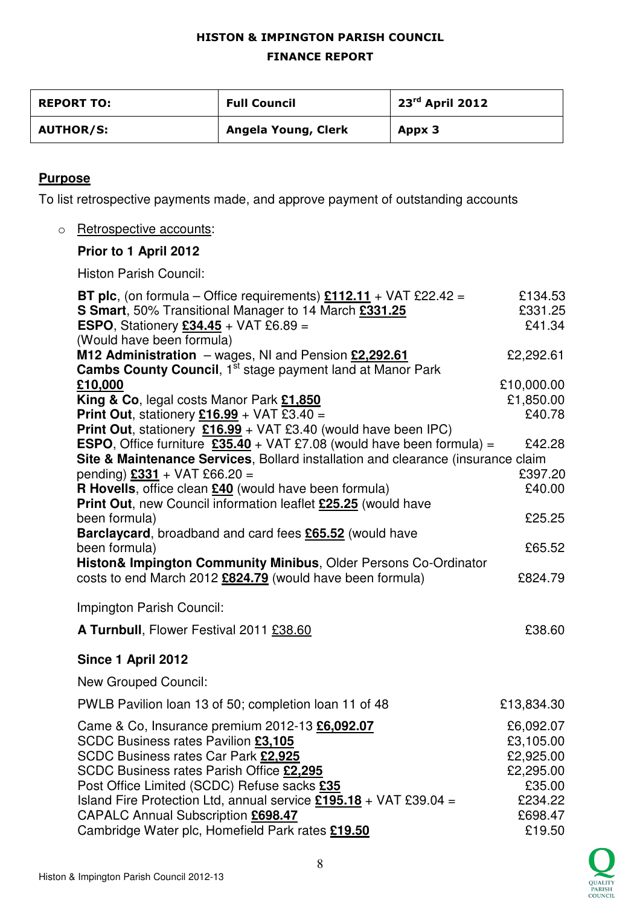**HISTON & IMPINGTON PARISH COUNCIL**

**FINANCE REPORT**

| REPORT TO: | Full Council | 23rd April 2012 |
|---|---|---|
| AUTHOR/S: | Angela Young, Clerk | Appx 3 |

## Purpose

To list retrospective payments made, and approve payment of outstanding accounts

- Retrospective accounts:

**Prior to 1 April 2012**

Histon Parish Council:

| | |
|---|---|
| **BT plc**, (on formula – Office requirements) **£112.11** + VAT £22.42 = | £134.53 |
| **S Smart**, 50% Transitional Manager to 14 March **£331.25** | £331.25 |
| **ESPO**, Stationery **£34.45** + VAT £6.89 = (Would have been formula) | £41.34 |
| **M12 Administration** – wages, NI and Pension **£2,292.61** | £2,292.61 |
| **Cambs County Council**, 1st stage payment land at Manor Park **£10,000** | £10,000.00 |
| **King & Co**, legal costs Manor Park **£1,850** | £1,850.00 |
| **Print Out**, stationery **£16.99** + VAT £3.40 = | £40.78 |
| **Print Out**, stationery **£16.99** + VAT £3.40 (would have been IPC) | |
| **ESPO**, Office furniture **£35.40** + VAT £7.08 (would have been formula) = | £42.28 |
| **Site & Maintenance Services**, Bollard installation and clearance (insurance claim pending) **£331** + VAT £66.20 = | £397.20 |
| **R Hovells**, office clean **£40** (would have been formula) | £40.00 |
| **Print Out**, new Council information leaflet **£25.25** (would have been formula) | £25.25 |
| **Barclaycard**, broadband and card fees **£65.52** (would have been formula) | £65.52 |
| **Histon& Impington Community Minibus**, Older Persons Co-Ordinator costs to end March 2012 **£824.79** (would have been formula) | £824.79 |

Impington Parish Council:

| | |
|---|---|
| **A Turnbull**, Flower Festival 2011 £38.60 | £38.60 |

**Since 1 April 2012**

New Grouped Council:

| | |
|---|---|
| PWLB Pavilion loan 13 of 50; completion loan 11 of 48 | £13,834.30 |
| Came & Co, Insurance premium 2012-13 **£6,092.07** | £6,092.07 |
| SCDC Business rates Pavilion **£3,105** | £3,105.00 |
| SCDC Business rates Car Park **£2,925** | £2,925.00 |
| SCDC Business rates Parish Office **£2,295** | £2,295.00 |
| Post Office Limited (SCDC) Refuse sacks **£35** | £35.00 |
| Island Fire Protection Ltd, annual service **£195.18** + VAT £39.04 = | £234.22 |
| CAPALC Annual Subscription **£698.47** | £698.47 |
| Cambridge Water plc, Homefield Park rates **£19.50** | £19.50 |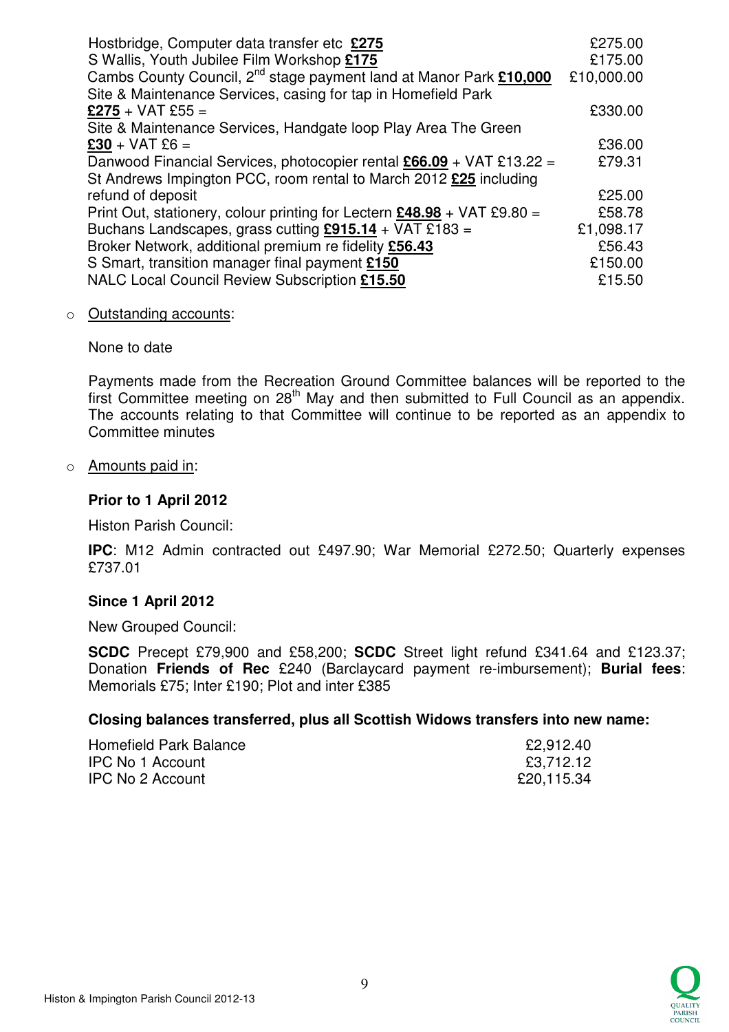| | |
|---|---|
| Hostbridge, Computer data transfer etc **£275** | £275.00 |
| S Wallis, Youth Jubilee Film Workshop **£175** | £175.00 |
| Cambs County Council, 2nd stage payment land at Manor Park **£10,000** | £10,000.00 |
| Site & Maintenance Services, casing for tap in Homefield Park **£275** + VAT £55 = | £330.00 |
| Site & Maintenance Services, Handgate loop Play Area The Green **£30** + VAT £6 = | £36.00 |
| Danwood Financial Services, photocopier rental **£66.09** + VAT £13.22 = | £79.31 |
| St Andrews Impington PCC, room rental to March 2012 **£25** including refund of deposit | £25.00 |
| Print Out, stationery, colour printing for Lectern **£48.98** + VAT £9.80 = | £58.78 |
| Buchans Landscapes, grass cutting **£915.14** + VAT £183 = | £1,098.17 |
| Broker Network, additional premium re fidelity **£56.43** | £56.43 |
| S Smart, transition manager final payment **£150** | £150.00 |
| NALC Local Council Review Subscription **£15.50** | £15.50 |

- Outstanding accounts:

  None to date

  Payments made from the Recreation Ground Committee balances will be reported to the first Committee meeting on 28th May and then submitted to Full Council as an appendix. The accounts relating to that Committee will continue to be reported as an appendix to Committee minutes

- Amounts paid in:

  **Prior to 1 April 2012**

  Histon Parish Council:

  **IPC**: M12 Admin contracted out £497.90; War Memorial £272.50; Quarterly expenses £737.01

  **Since 1 April 2012**

  New Grouped Council:

  **SCDC** Precept £79,900 and £58,200; **SCDC** Street light refund £341.64 and £123.37; Donation **Friends of Rec** £240 (Barclaycard payment re-imbursement); **Burial fees**: Memorials £75; Inter £190; Plot and inter £385

  **Closing balances transferred, plus all Scottish Widows transfers into new name:**

| | |
|---|---|
| Homefield Park Balance | £2,912.40 |
| IPC No 1 Account | £3,712.12 |
| IPC No 2 Account | £20,115.34 |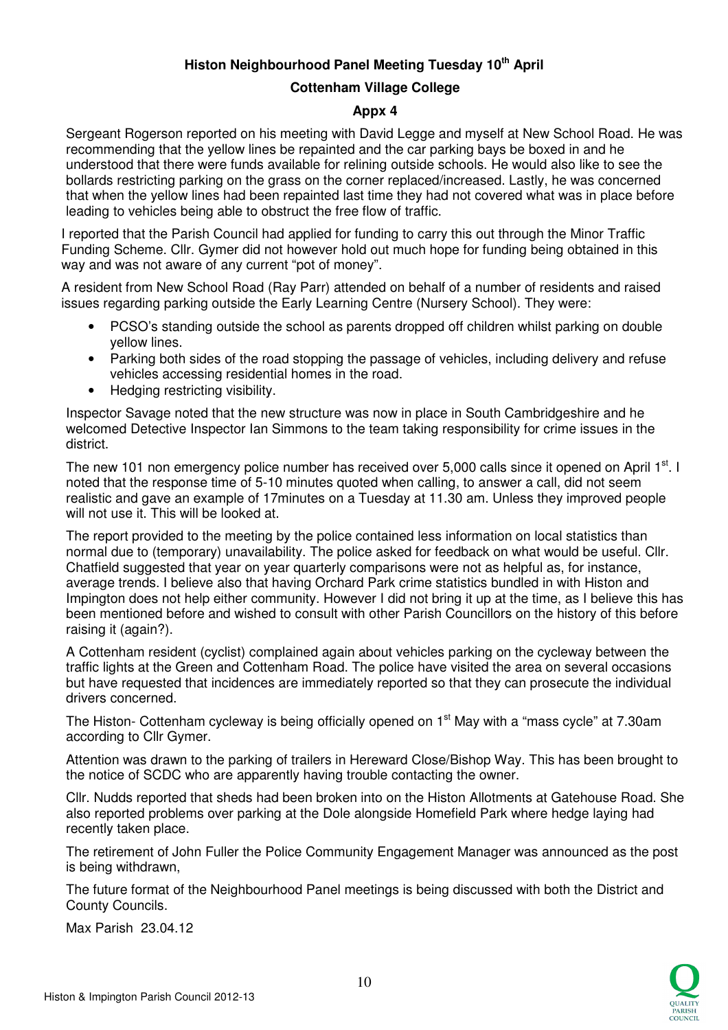**Histon Neighbourhood Panel Meeting Tuesday 10th April**

**Cottenham Village College**

**Appx 4**

Sergeant Rogerson reported on his meeting with David Legge and myself at New School Road. He was recommending that the yellow lines be repainted and the car parking bays be boxed in and he understood that there were funds available for relining outside schools. He would also like to see the bollards restricting parking on the grass on the corner replaced/increased. Lastly, he was concerned that when the yellow lines had been repainted last time they had not covered what was in place before leading to vehicles being able to obstruct the free flow of traffic.

I reported that the Parish Council had applied for funding to carry this out through the Minor Traffic Funding Scheme. Cllr. Gymer did not however hold out much hope for funding being obtained in this way and was not aware of any current "pot of money".

A resident from New School Road (Ray Parr) attended on behalf of a number of residents and raised issues regarding parking outside the Early Learning Centre (Nursery School). They were:

- PCSO's standing outside the school as parents dropped off children whilst parking on double yellow lines.
- Parking both sides of the road stopping the passage of vehicles, including delivery and refuse vehicles accessing residential homes in the road.
- Hedging restricting visibility.

Inspector Savage noted that the new structure was now in place in South Cambridgeshire and he welcomed Detective Inspector Ian Simmons to the team taking responsibility for crime issues in the district.

The new 101 non emergency police number has received over 5,000 calls since it opened on April 1st. I noted that the response time of 5-10 minutes quoted when calling, to answer a call, did not seem realistic and gave an example of 17minutes on a Tuesday at 11.30 am. Unless they improved people will not use it. This will be looked at.

The report provided to the meeting by the police contained less information on local statistics than normal due to (temporary) unavailability. The police asked for feedback on what would be useful. Cllr. Chatfield suggested that year on year quarterly comparisons were not as helpful as, for instance, average trends. I believe also that having Orchard Park crime statistics bundled in with Histon and Impington does not help either community. However I did not bring it up at the time, as I believe this has been mentioned before and wished to consult with other Parish Councillors on the history of this before raising it (again?).

A Cottenham resident (cyclist) complained again about vehicles parking on the cycleway between the traffic lights at the Green and Cottenham Road. The police have visited the area on several occasions but have requested that incidences are immediately reported so that they can prosecute the individual drivers concerned.

The Histon- Cottenham cycleway is being officially opened on 1st May with a "mass cycle" at 7.30am according to Cllr Gymer.

Attention was drawn to the parking of trailers in Hereward Close/Bishop Way. This has been brought to the notice of SCDC who are apparently having trouble contacting the owner.

Cllr. Nudds reported that sheds had been broken into on the Histon Allotments at Gatehouse Road. She also reported problems over parking at the Dole alongside Homefield Park where hedge laying had recently taken place.

The retirement of John Fuller the Police Community Engagement Manager was announced as the post is being withdrawn,

The future format of the Neighbourhood Panel meetings is being discussed with both the District and County Councils.

Max Parish 23.04.12